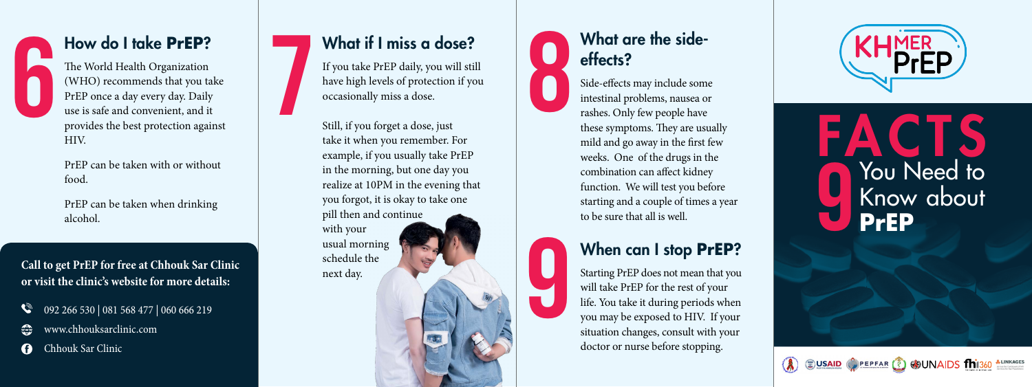## 6 How do I take PrEP?

The World Health Organization (WHO) recommends that you take PrEP once a day every day. Daily use is safe and convenient, and it provides the best protection against HIV.

PrEP can be taken with or without food.

PrEP can be taken when drinking alcohol.

**Call to get PrEP for free at Chhouk Sar Clinic or visit the clinic's website for more details:**

- 092 266 530 | 081 568 477 | 060 666 219
- www.chhouksarclinic.com
- Chhouk Sar Clinic

## 7 What if I miss a dose?

If you take PrEP daily, you will still have high levels of protection if you occasionally miss a dose.

Still, if you forget a dose, just take it when you remember. For example, if you usually take PrEP in the morning, but one day you realize at 10PM in the evening that you forgot, it is okay to take one pill then and continue with your usual morning schedule the next day.

## 8 What are the side-effects?

Side-effects may include some intestinal problems, nausea or rashes. Only few people have these symptoms. They are usually mild and go away in the first few weeks. One of the drugs in the combination can affect kidney function. We will test you before starting and a couple of times a year to be sure that all is well.

## 9 When can I stop PrEP?

Starting PrEP does not mean that you will take PrEP for the rest of your life. You take it during periods when you may be exposed to HIV. If your situation changes, consult with your doctor or nurse before stopping.

KHMER PrEP

# FACTS 9 You Need to Know about PrEP

USAID | PEPFAR | UNAIDS | fhi360 | LINKAGES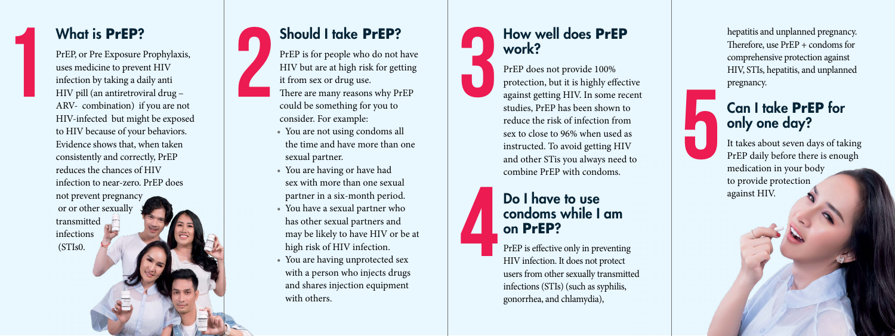# 1 What is **PrEP**?

PrEP, or Pre Exposure Prophylaxis, uses medicine to prevent HIV infection by taking a daily anti HIV pill (an antiretroviral drug – ARV- combination) if you are not HIV-infected but might be exposed to HIV because of your behaviors. Evidence shows that, when taken consistently and correctly, PrEP reduces the chances of HIV infection to near-zero. PrEP does not prevent pregnancy or or other sexually transmitted infections (STIs0.

# 2 Should I take **PrEP**?

PrEP is for people who do not have HIV but are at high risk for getting it from sex or drug use.

There are many reasons why PrEP could be something for you to consider. For example:

- You are not using condoms all the time and have more than one sexual partner.
- You are having or have had sex with more than one sexual partner in a six-month period.
- You have a sexual partner who has other sexual partners and may be likely to have HIV or be at high risk of HIV infection.
- You are having unprotected sex with a person who injects drugs and shares injection equipment with others.

# 3 How well does **PrEP** work?

PrEP does not provide 100% protection, but it is highly effective against getting HIV. In some recent studies, PrEP has been shown to reduce the risk of infection from sex to close to 96% when used as instructed. To avoid getting HIV and other STis you always need to combine PrEP with condoms.

# 4 Do I have to use condoms while I am on **PrEP**?

PrEP is effective only in preventing HIV infection. It does not protect users from other sexually transmitted infections (STIs) (such as syphilis, gonorrhea, and chlamydia), hepatitis and unplanned pregnancy. Therefore, use PrEP + condoms for comprehensive protection against HIV, STIs, hepatitis, and unplanned pregnancy.

# 5 Can I take **PrEP** for only one day?

It takes about seven days of taking PrEP daily before there is enough medication in your body to provide protection against HIV.